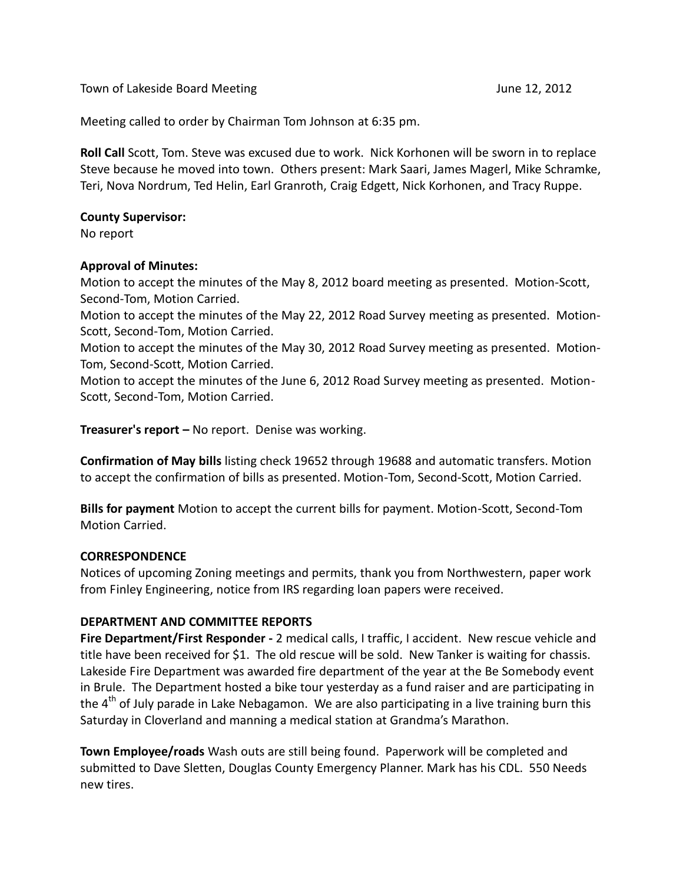Town of Lakeside Board Meeting June 12, 2012

Meeting called to order by Chairman Tom Johnson at 6:35 pm.

**Roll Call** Scott, Tom. Steve was excused due to work. Nick Korhonen will be sworn in to replace Steve because he moved into town. Others present: Mark Saari, James Magerl, Mike Schramke, Teri, Nova Nordrum, Ted Helin, Earl Granroth, Craig Edgett, Nick Korhonen, and Tracy Ruppe.

**County Supervisor:**
No report

**Approval of Minutes:**
Motion to accept the minutes of the May 8, 2012 board meeting as presented. Motion-Scott, Second-Tom, Motion Carried.
Motion to accept the minutes of the May 22, 2012 Road Survey meeting as presented. Motion-Scott, Second-Tom, Motion Carried.
Motion to accept the minutes of the May 30, 2012 Road Survey meeting as presented. Motion-Tom, Second-Scott, Motion Carried.
Motion to accept the minutes of the June 6, 2012 Road Survey meeting as presented. Motion-Scott, Second-Tom, Motion Carried.

**Treasurer's report –** No report. Denise was working.

**Confirmation of May bills** listing check 19652 through 19688 and automatic transfers. Motion to accept the confirmation of bills as presented. Motion-Tom, Second-Scott, Motion Carried.

**Bills for payment** Motion to accept the current bills for payment. Motion-Scott, Second-Tom Motion Carried.

**CORRESPONDENCE**
Notices of upcoming Zoning meetings and permits, thank you from Northwestern, paper work from Finley Engineering, notice from IRS regarding loan papers were received.

**DEPARTMENT AND COMMITTEE REPORTS**
**Fire Department/First Responder -** 2 medical calls, I traffic, I accident. New rescue vehicle and title have been received for $1. The old rescue will be sold. New Tanker is waiting for chassis. Lakeside Fire Department was awarded fire department of the year at the Be Somebody event in Brule. The Department hosted a bike tour yesterday as a fund raiser and are participating in the 4th of July parade in Lake Nebagamon. We are also participating in a live training burn this Saturday in Cloverland and manning a medical station at Grandma's Marathon.

**Town Employee/roads** Wash outs are still being found. Paperwork will be completed and submitted to Dave Sletten, Douglas County Emergency Planner. Mark has his CDL. 550 Needs new tires.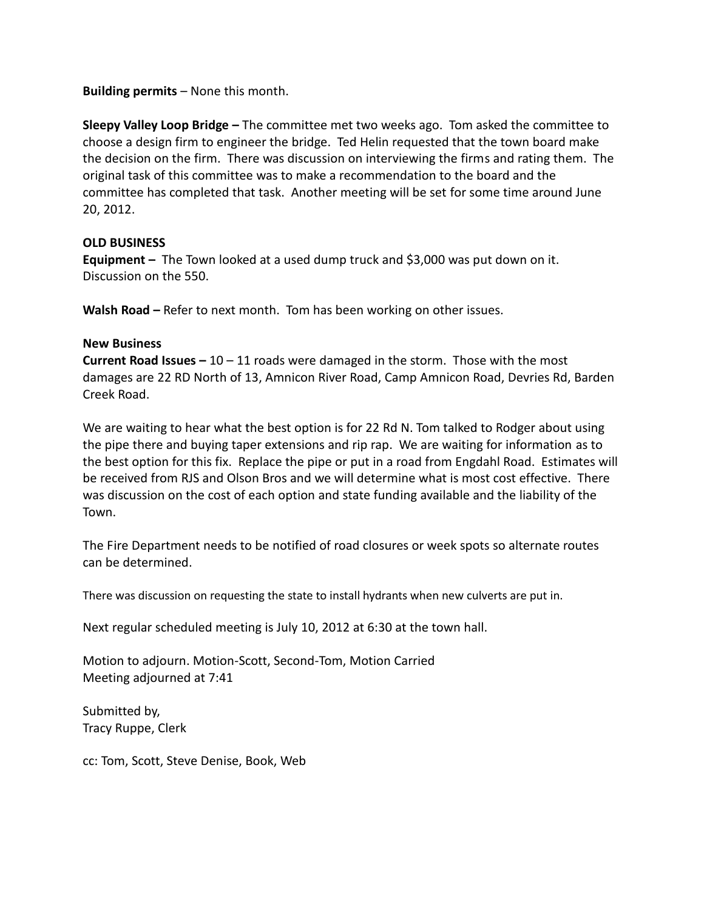**Building permits** – None this month.

**Sleepy Valley Loop Bridge –** The committee met two weeks ago. Tom asked the committee to choose a design firm to engineer the bridge. Ted Helin requested that the town board make the decision on the firm. There was discussion on interviewing the firms and rating them. The original task of this committee was to make a recommendation to the board and the committee has completed that task. Another meeting will be set for some time around June 20, 2012.

**OLD BUSINESS**

**Equipment –** The Town looked at a used dump truck and $3,000 was put down on it. Discussion on the 550.

**Walsh Road –** Refer to next month. Tom has been working on other issues.

**New Business**

**Current Road Issues –** 10 – 11 roads were damaged in the storm. Those with the most damages are 22 RD North of 13, Amnicon River Road, Camp Amnicon Road, Devries Rd, Barden Creek Road.

We are waiting to hear what the best option is for 22 Rd N. Tom talked to Rodger about using the pipe there and buying taper extensions and rip rap. We are waiting for information as to the best option for this fix. Replace the pipe or put in a road from Engdahl Road. Estimates will be received from RJS and Olson Bros and we will determine what is most cost effective. There was discussion on the cost of each option and state funding available and the liability of the Town.

The Fire Department needs to be notified of road closures or week spots so alternate routes can be determined.

There was discussion on requesting the state to install hydrants when new culverts are put in.

Next regular scheduled meeting is July 10, 2012 at 6:30 at the town hall.

Motion to adjourn. Motion-Scott, Second-Tom, Motion Carried
Meeting adjourned at 7:41

Submitted by,
Tracy Ruppe, Clerk

cc: Tom, Scott, Steve Denise, Book, Web